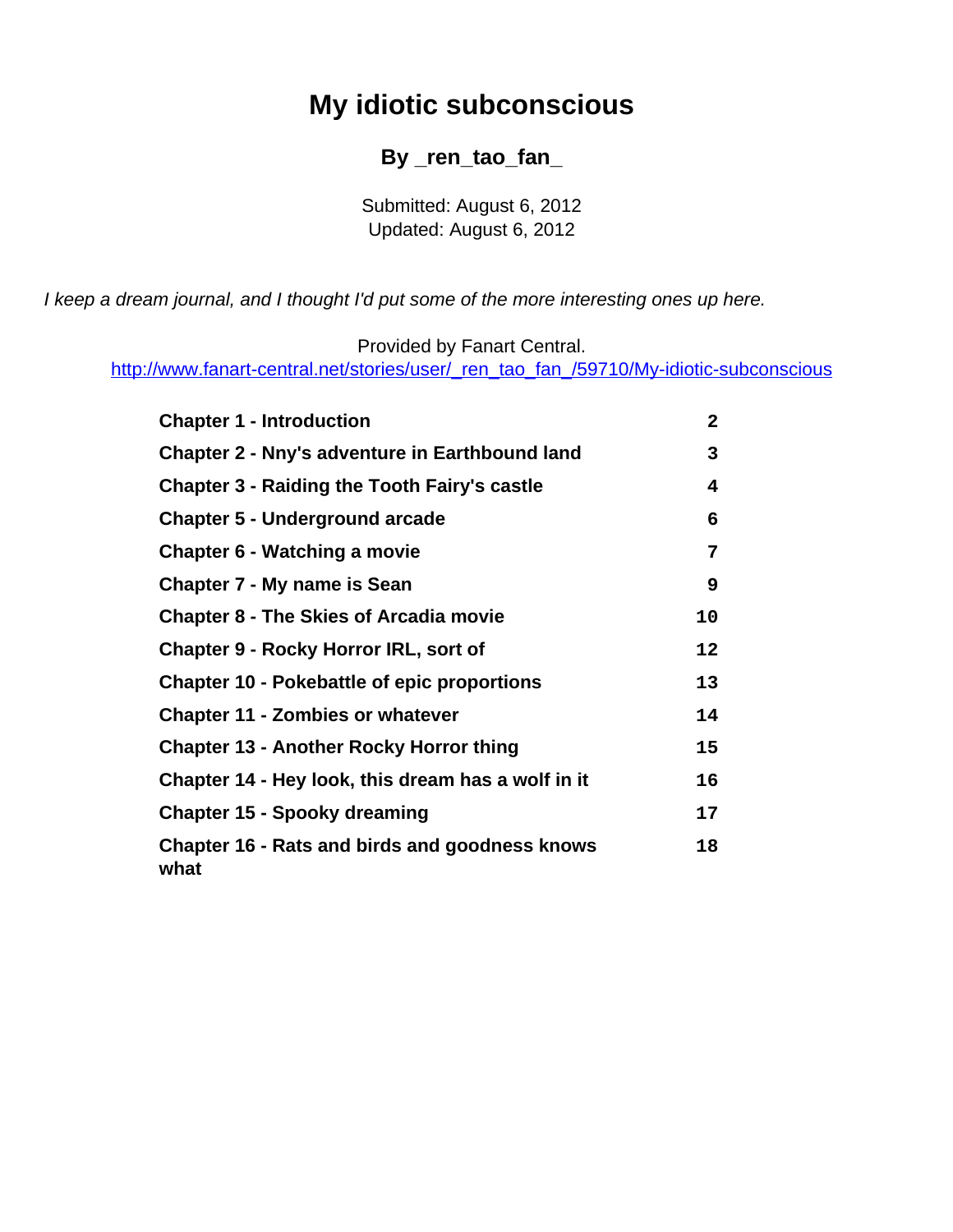# My idiotic subconscious

## By _ren_tao_fan_

Submitted: August 6, 2012
Updated: August 6, 2012

*I keep a dream journal, and I thought I'd put some of the more interesting ones up here.*

Provided by Fanart Central.
http://www.fanart-central.net/stories/user/_ren_tao_fan_/59710/My-idiotic-subconscious

| | |
|---|---|
| **Chapter 1 - Introduction** | **2** |
| **Chapter 2 - Nny's adventure in Earthbound land** | **3** |
| **Chapter 3 - Raiding the Tooth Fairy's castle** | **4** |
| **Chapter 5 - Underground arcade** | **6** |
| **Chapter 6 - Watching a movie** | **7** |
| **Chapter 7 - My name is Sean** | **9** |
| **Chapter 8 - The Skies of Arcadia movie** | **10** |
| **Chapter 9 - Rocky Horror IRL, sort of** | **12** |
| **Chapter 10 - Pokebattle of epic proportions** | **13** |
| **Chapter 11 - Zombies or whatever** | **14** |
| **Chapter 13 - Another Rocky Horror thing** | **15** |
| **Chapter 14 - Hey look, this dream has a wolf in it** | **16** |
| **Chapter 15 - Spooky dreaming** | **17** |
| **Chapter 16 - Rats and birds and goodness knows what** | **18** |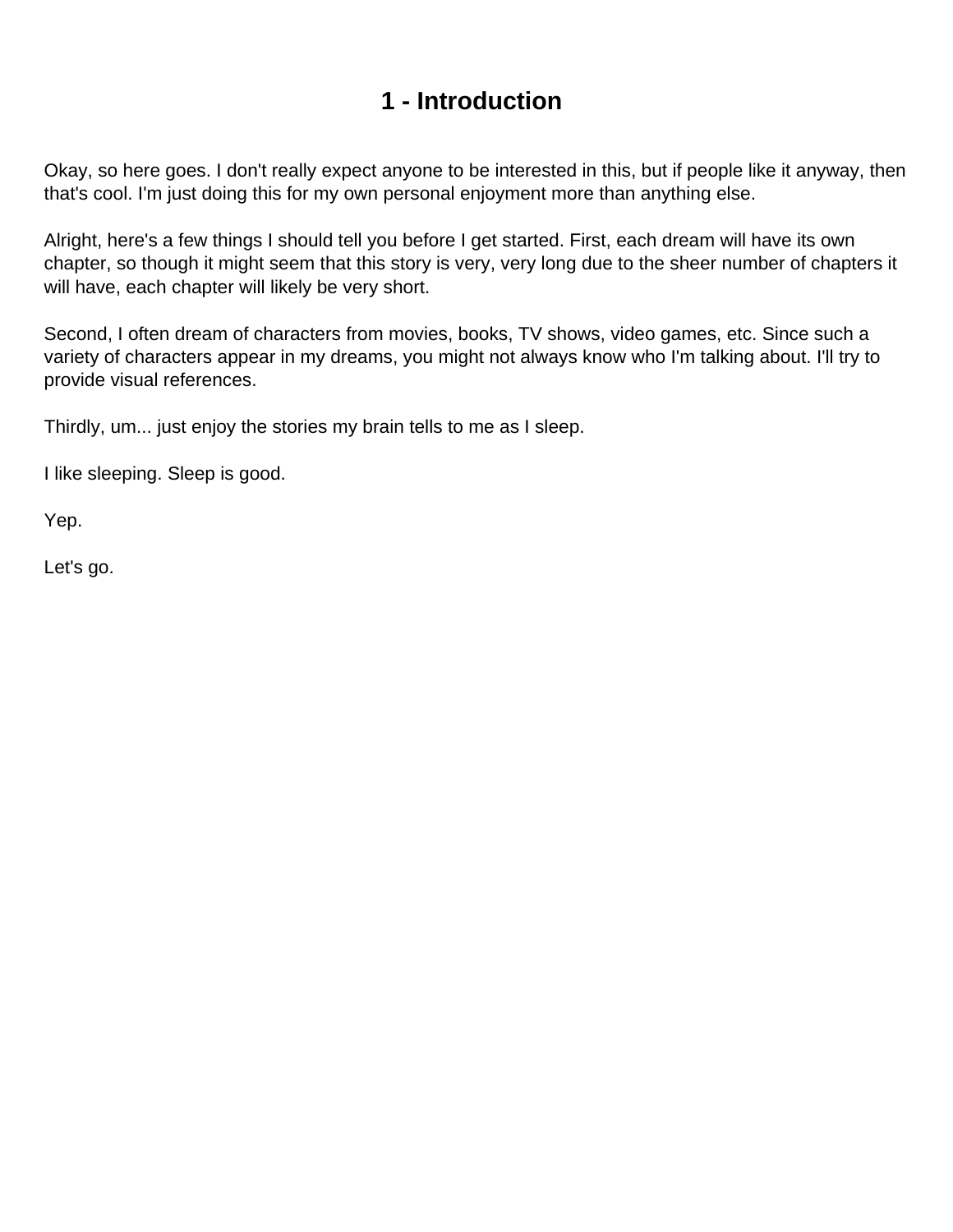# 1 - Introduction

Okay, so here goes. I don't really expect anyone to be interested in this, but if people like it anyway, then that's cool. I'm just doing this for my own personal enjoyment more than anything else.

Alright, here's a few things I should tell you before I get started. First, each dream will have its own chapter, so though it might seem that this story is very, very long due to the sheer number of chapters it will have, each chapter will likely be very short.

Second, I often dream of characters from movies, books, TV shows, video games, etc. Since such a variety of characters appear in my dreams, you might not always know who I'm talking about. I'll try to provide visual references.

Thirdly, um... just enjoy the stories my brain tells to me as I sleep.

I like sleeping. Sleep is good.

Yep.

Let's go.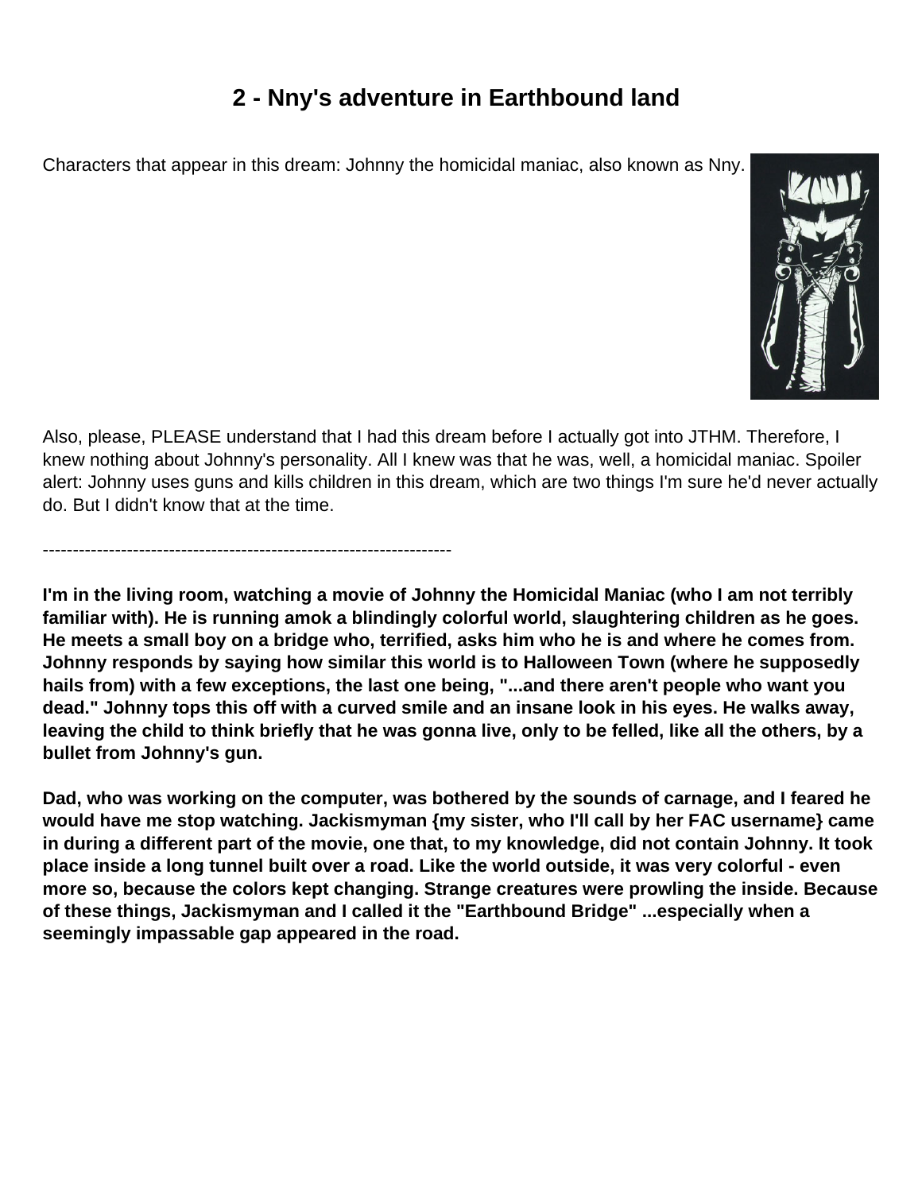## 2 - Nny's adventure in Earthbound land

Characters that appear in this dream: Johnny the homicidal maniac, also known as Nny.

Also, please, PLEASE understand that I had this dream before I actually got into JTHM. Therefore, I knew nothing about Johnny's personality. All I knew was that he was, well, a homicidal maniac. Spoiler alert: Johnny uses guns and kills children in this dream, which are two things I'm sure he'd never actually do. But I didn't know that at the time.

--------------------------------------------------------------------

**I'm in the living room, watching a movie of Johnny the Homicidal Maniac (who I am not terribly familiar with). He is running amok a blindingly colorful world, slaughtering children as he goes. He meets a small boy on a bridge who, terrified, asks him who he is and where he comes from. Johnny responds by saying how similar this world is to Halloween Town (where he supposedly hails from) with a few exceptions, the last one being, "...and there aren't people who want you dead." Johnny tops this off with a curved smile and an insane look in his eyes. He walks away, leaving the child to think briefly that he was gonna live, only to be felled, like all the others, by a bullet from Johnny's gun.**

**Dad, who was working on the computer, was bothered by the sounds of carnage, and I feared he would have me stop watching. Jackismyman {my sister, who I'll call by her FAC username} came in during a different part of the movie, one that, to my knowledge, did not contain Johnny. It took place inside a long tunnel built over a road. Like the world outside, it was very colorful - even more so, because the colors kept changing. Strange creatures were prowling the inside. Because of these things, Jackismyman and I called it the "Earthbound Bridge" ...especially when a seemingly impassable gap appeared in the road.**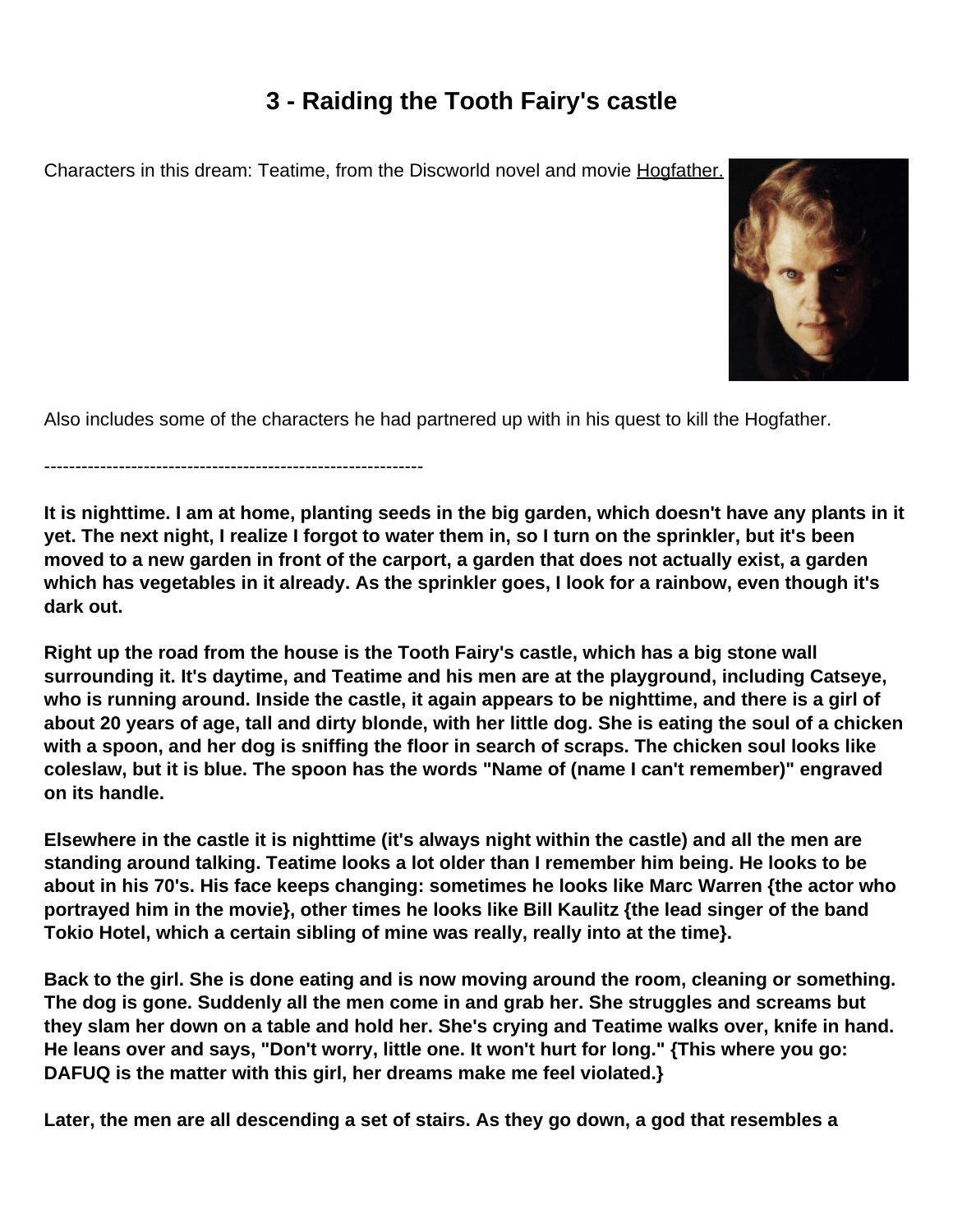# 3 - Raiding the Tooth Fairy's castle

Characters in this dream: Teatime, from the Discworld novel and movie Hogfather.

Also includes some of the characters he had partnered up with in his quest to kill the Hogfather.

---------------------------------------------------------------

**It is nighttime. I am at home, planting seeds in the big garden, which doesn't have any plants in it yet. The next night, I realize I forgot to water them in, so I turn on the sprinkler, but it's been moved to a new garden in front of the carport, a garden that does not actually exist, a garden which has vegetables in it already. As the sprinkler goes, I look for a rainbow, even though it's dark out.**

**Right up the road from the house is the Tooth Fairy's castle, which has a big stone wall surrounding it. It's daytime, and Teatime and his men are at the playground, including Catseye, who is running around. Inside the castle, it again appears to be nighttime, and there is a girl of about 20 years of age, tall and dirty blonde, with her little dog. She is eating the soul of a chicken with a spoon, and her dog is sniffing the floor in search of scraps. The chicken soul looks like coleslaw, but it is blue. The spoon has the words "Name of (name I can't remember)" engraved on its handle.**

**Elsewhere in the castle it is nighttime (it's always night within the castle) and all the men are standing around talking. Teatime looks a lot older than I remember him being. He looks to be about in his 70's. His face keeps changing: sometimes he looks like Marc Warren {the actor who portrayed him in the movie}, other times he looks like Bill Kaulitz {the lead singer of the band Tokio Hotel, which a certain sibling of mine was really, really into at the time}.**

**Back to the girl. She is done eating and is now moving around the room, cleaning or something. The dog is gone. Suddenly all the men come in and grab her. She struggles and screams but they slam her down on a table and hold her. She's crying and Teatime walks over, knife in hand. He leans over and says, "Don't worry, little one. It won't hurt for long." {This where you go: DAFUQ is the matter with this girl, her dreams make me feel violated.}**

**Later, the men are all descending a set of stairs. As they go down, a god that resembles a**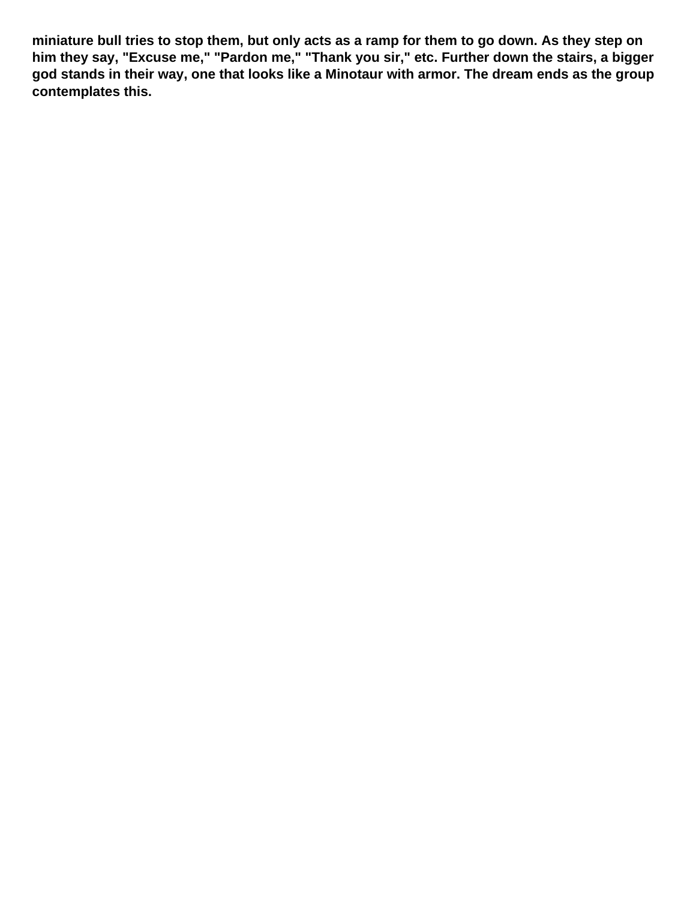**miniature bull tries to stop them, but only acts as a ramp for them to go down. As they step on him they say, "Excuse me," "Pardon me," "Thank you sir," etc. Further down the stairs, a bigger god stands in their way, one that looks like a Minotaur with armor. The dream ends as the group contemplates this.**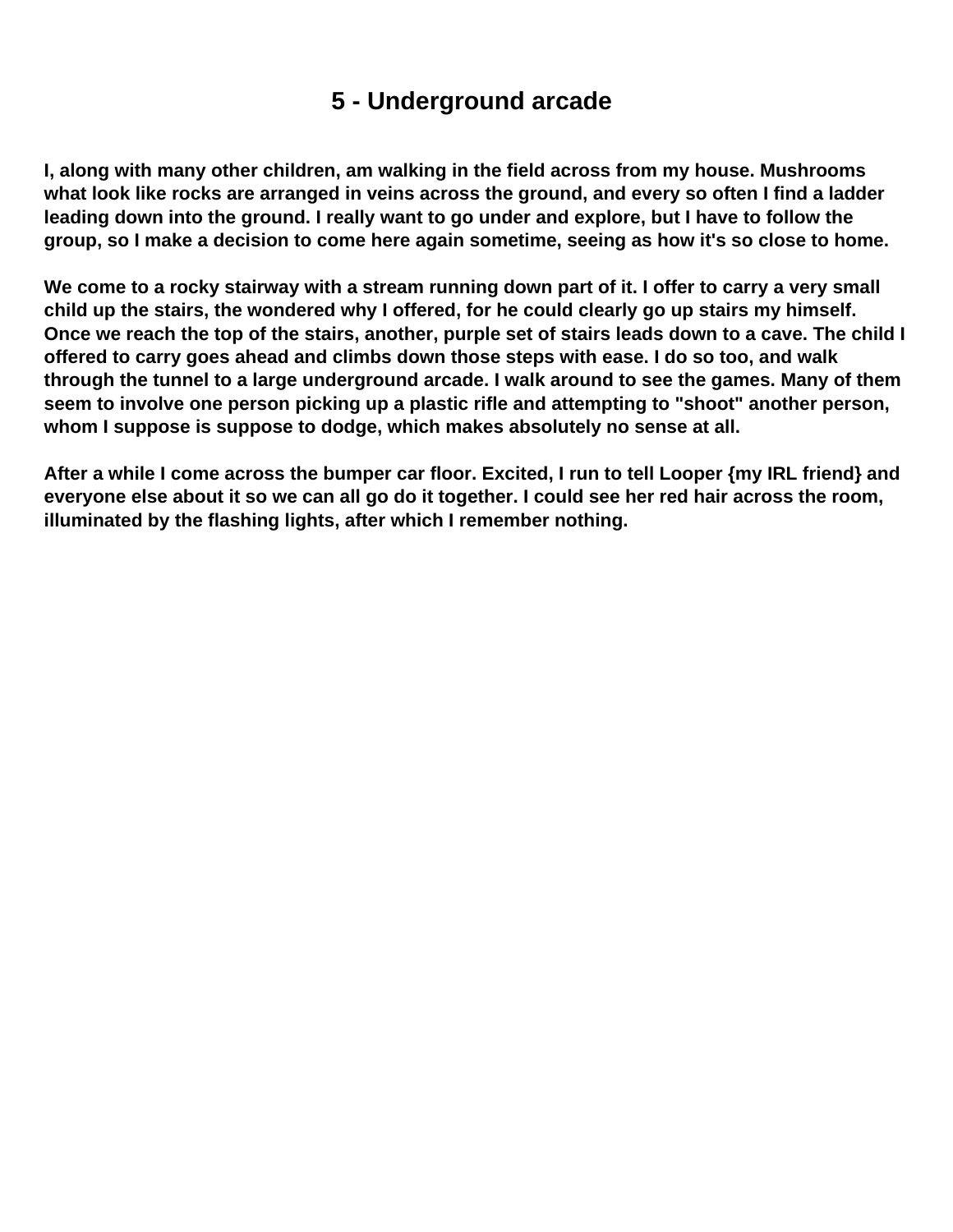# 5 - Underground arcade

**I, along with many other children, am walking in the field across from my house. Mushrooms what look like rocks are arranged in veins across the ground, and every so often I find a ladder leading down into the ground. I really want to go under and explore, but I have to follow the group, so I make a decision to come here again sometime, seeing as how it's so close to home.**

**We come to a rocky stairway with a stream running down part of it. I offer to carry a very small child up the stairs, the wondered why I offered, for he could clearly go up stairs my himself. Once we reach the top of the stairs, another, purple set of stairs leads down to a cave. The child I offered to carry goes ahead and climbs down those steps with ease. I do so too, and walk through the tunnel to a large underground arcade. I walk around to see the games. Many of them seem to involve one person picking up a plastic rifle and attempting to "shoot" another person, whom I suppose is suppose to dodge, which makes absolutely no sense at all.**

**After a while I come across the bumper car floor. Excited, I run to tell Looper {my IRL friend} and everyone else about it so we can all go do it together. I could see her red hair across the room, illuminated by the flashing lights, after which I remember nothing.**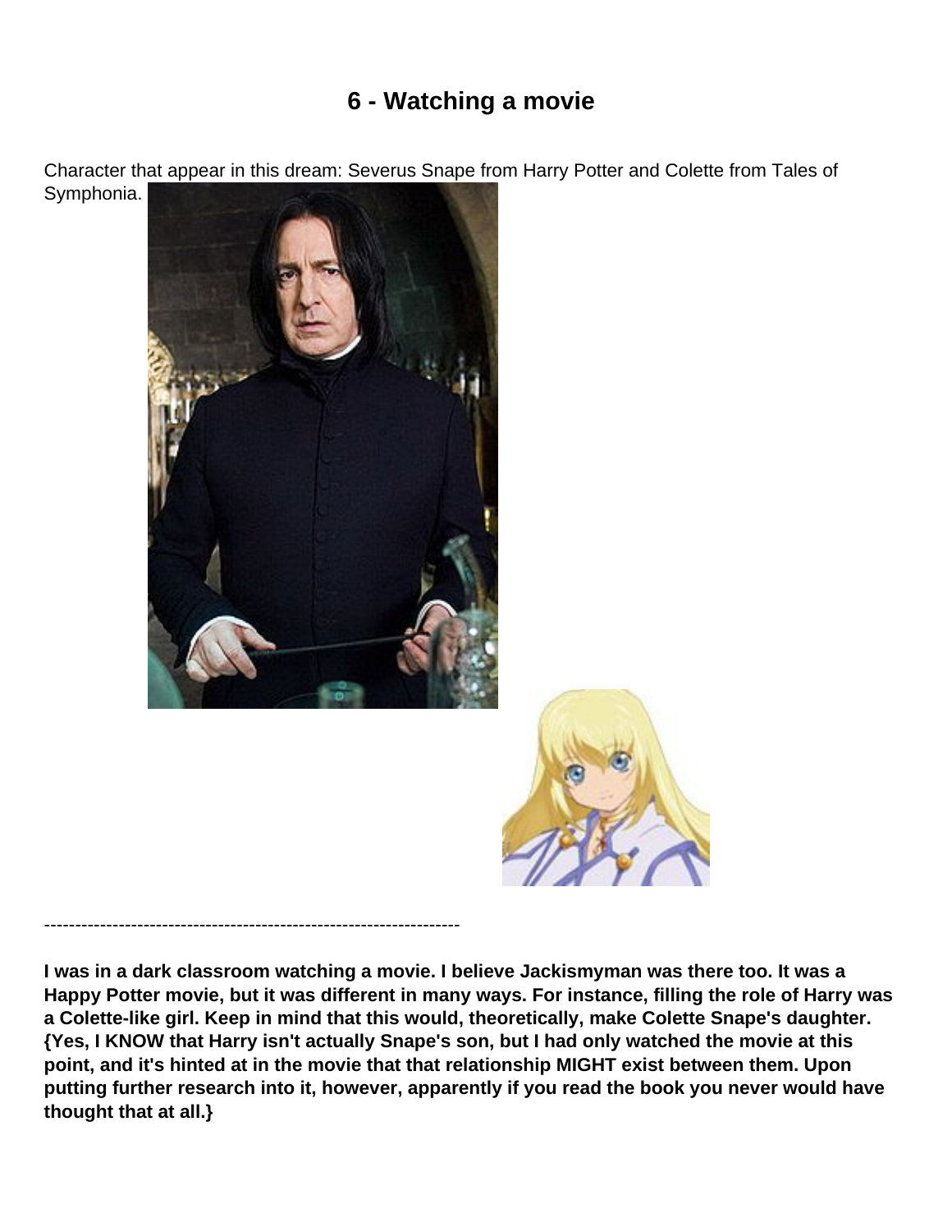# 6 - Watching a movie

Character that appear in this dream: Severus Snape from Harry Potter and Colette from Tales of Symphonia.

------------------------------------------------------------------

**I was in a dark classroom watching a movie. I believe Jackismyman was there too. It was a Happy Potter movie, but it was different in many ways. For instance, filling the role of Harry was a Colette-like girl. Keep in mind that this would, theoretically, make Colette Snape's daughter. {Yes, I KNOW that Harry isn't actually Snape's son, but I had only watched the movie at this point, and it's hinted at in the movie that that relationship MIGHT exist between them. Upon putting further research into it, however, apparently if you read the book you never would have thought that at all.}**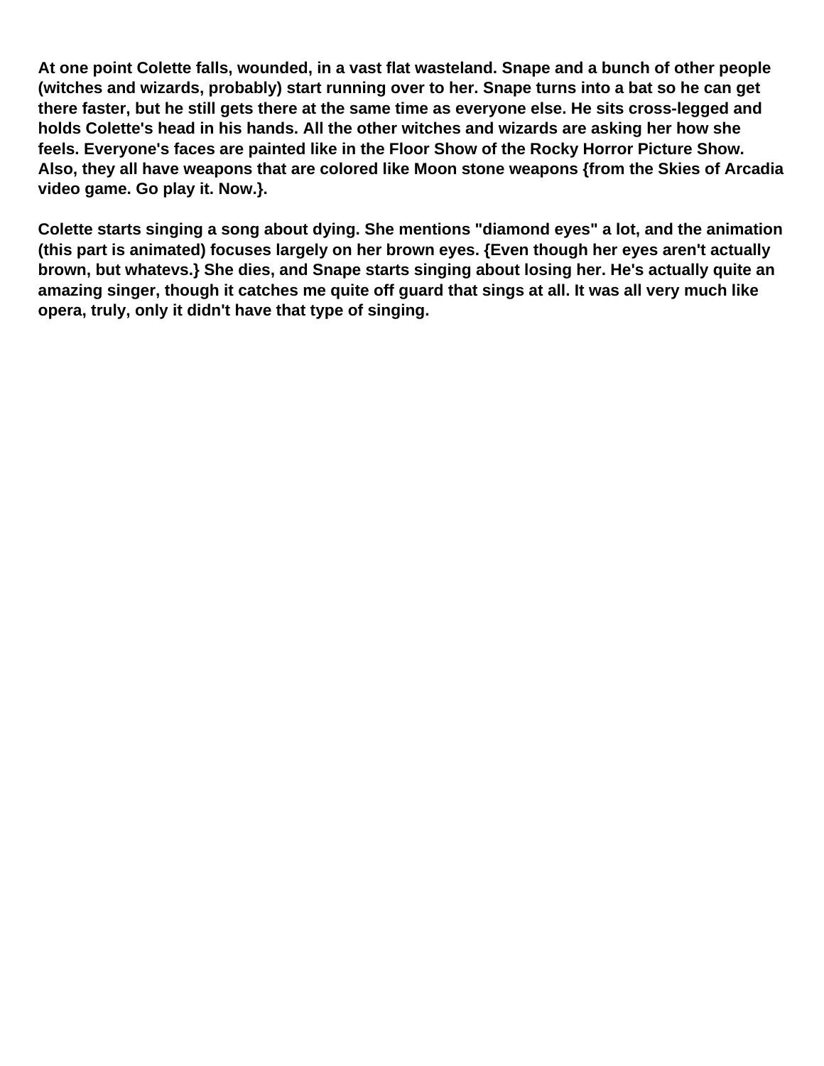**At one point Colette falls, wounded, in a vast flat wasteland. Snape and a bunch of other people (witches and wizards, probably) start running over to her. Snape turns into a bat so he can get there faster, but he still gets there at the same time as everyone else. He sits cross-legged and holds Colette's head in his hands. All the other witches and wizards are asking her how she feels. Everyone's faces are painted like in the Floor Show of the Rocky Horror Picture Show. Also, they all have weapons that are colored like Moon stone weapons {from the Skies of Arcadia video game. Go play it. Now.}.**

**Colette starts singing a song about dying. She mentions "diamond eyes" a lot, and the animation (this part is animated) focuses largely on her brown eyes. {Even though her eyes aren't actually brown, but whatevs.} She dies, and Snape starts singing about losing her. He's actually quite an amazing singer, though it catches me quite off guard that sings at all. It was all very much like opera, truly, only it didn't have that type of singing.**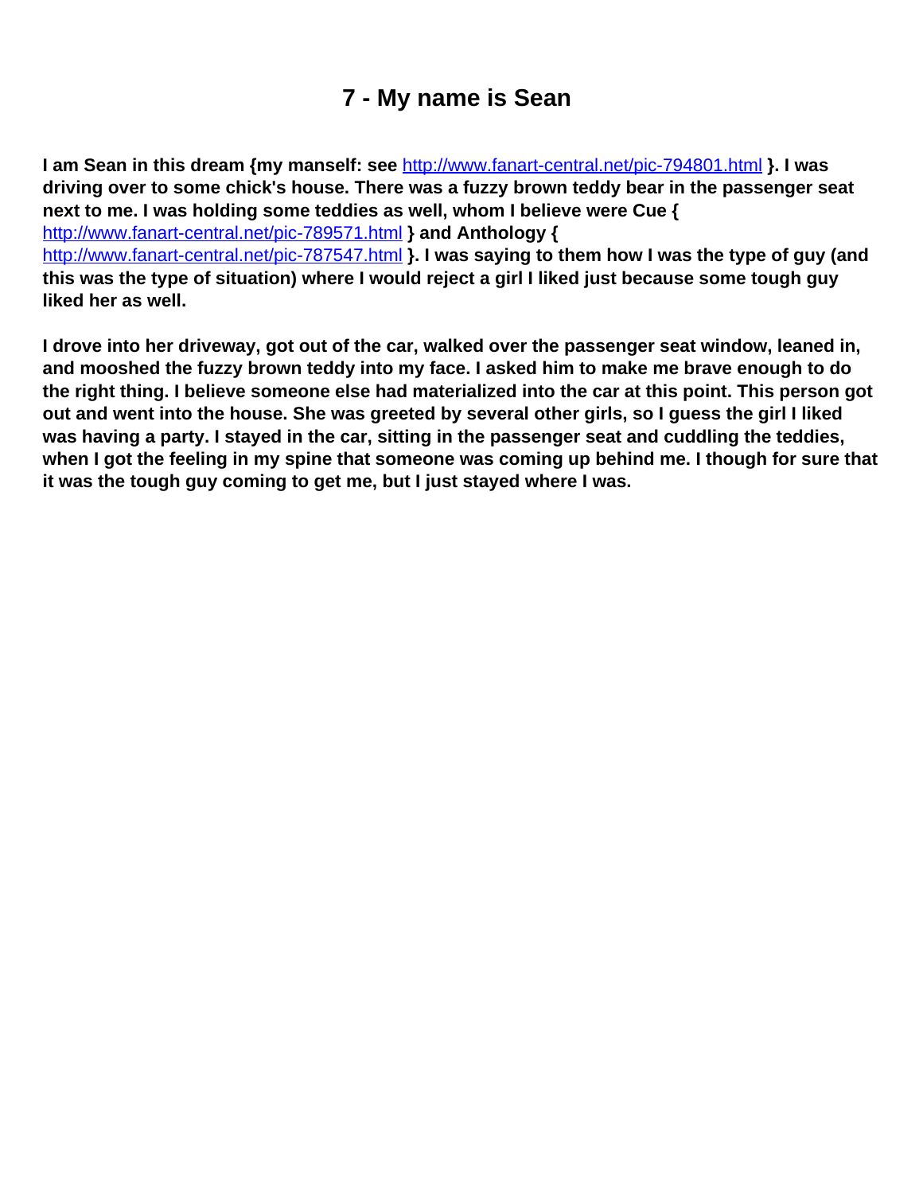# 7 - My name is Sean

**I am Sean in this dream {my manself: see http://www.fanart-central.net/pic-794801.html }. I was driving over to some chick's house. There was a fuzzy brown teddy bear in the passenger seat next to me. I was holding some teddies as well, whom I believe were Cue { http://www.fanart-central.net/pic-789571.html } and Anthology { http://www.fanart-central.net/pic-787547.html }. I was saying to them how I was the type of guy (and this was the type of situation) where I would reject a girl I liked just because some tough guy liked her as well.**

**I drove into her driveway, got out of the car, walked over the passenger seat window, leaned in, and mooshed the fuzzy brown teddy into my face. I asked him to make me brave enough to do the right thing. I believe someone else had materialized into the car at this point. This person got out and went into the house. She was greeted by several other girls, so I guess the girl I liked was having a party. I stayed in the car, sitting in the passenger seat and cuddling the teddies, when I got the feeling in my spine that someone was coming up behind me. I though for sure that it was the tough guy coming to get me, but I just stayed where I was.**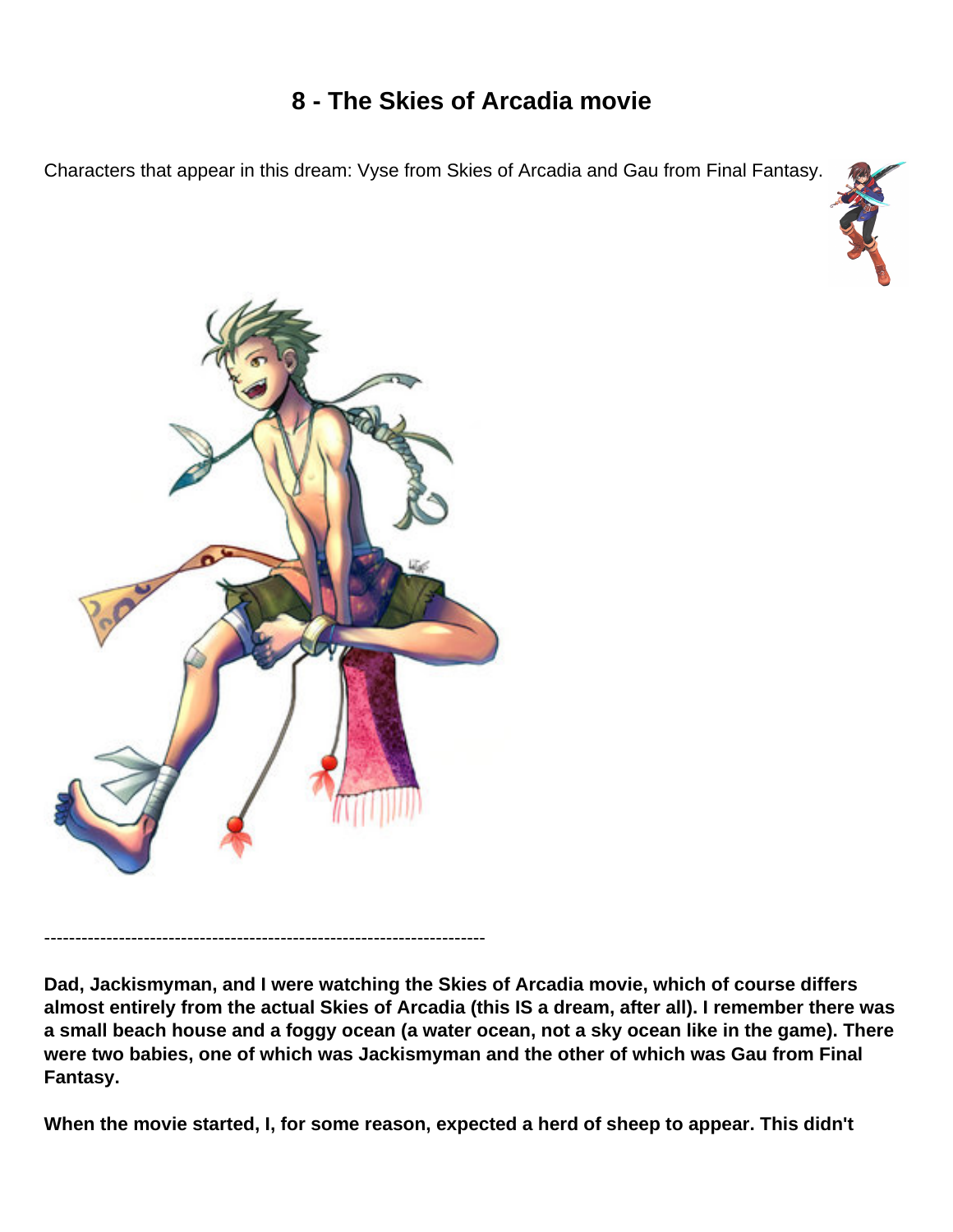# 8 - The Skies of Arcadia movie

Characters that appear in this dream: Vyse from Skies of Arcadia and Gau from Final Fantasy.

-----------------------------------------------------------------------

**Dad, Jackismyman, and I were watching the Skies of Arcadia movie, which of course differs almost entirely from the actual Skies of Arcadia (this IS a dream, after all). I remember there was a small beach house and a foggy ocean (a water ocean, not a sky ocean like in the game). There were two babies, one of which was Jackismyman and the other of which was Gau from Final Fantasy.**

**When the movie started, I, for some reason, expected a herd of sheep to appear. This didn't**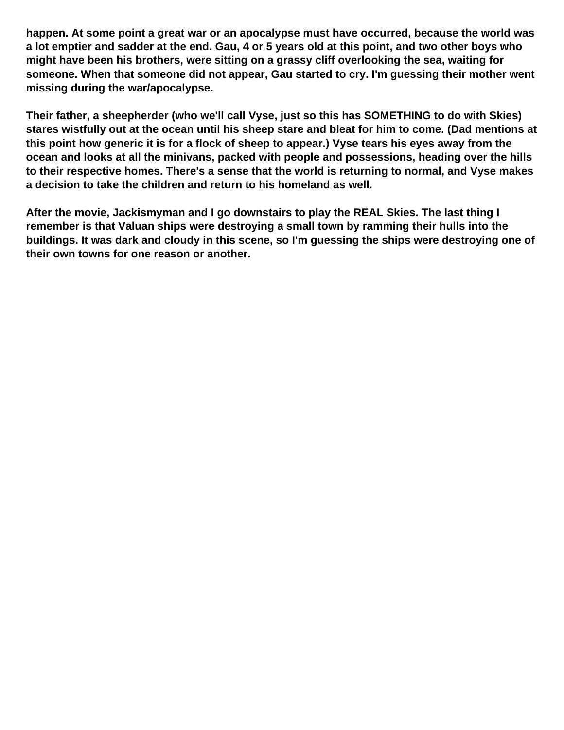**happen. At some point a great war or an apocalypse must have occurred, because the world was a lot emptier and sadder at the end. Gau, 4 or 5 years old at this point, and two other boys who might have been his brothers, were sitting on a grassy cliff overlooking the sea, waiting for someone. When that someone did not appear, Gau started to cry. I'm guessing their mother went missing during the war/apocalypse.**

**Their father, a sheepherder (who we'll call Vyse, just so this has SOMETHING to do with Skies) stares wistfully out at the ocean until his sheep stare and bleat for him to come. (Dad mentions at this point how generic it is for a flock of sheep to appear.) Vyse tears his eyes away from the ocean and looks at all the minivans, packed with people and possessions, heading over the hills to their respective homes. There's a sense that the world is returning to normal, and Vyse makes a decision to take the children and return to his homeland as well.**

**After the movie, Jackismyman and I go downstairs to play the REAL Skies. The last thing I remember is that Valuan ships were destroying a small town by ramming their hulls into the buildings. It was dark and cloudy in this scene, so I'm guessing the ships were destroying one of their own towns for one reason or another.**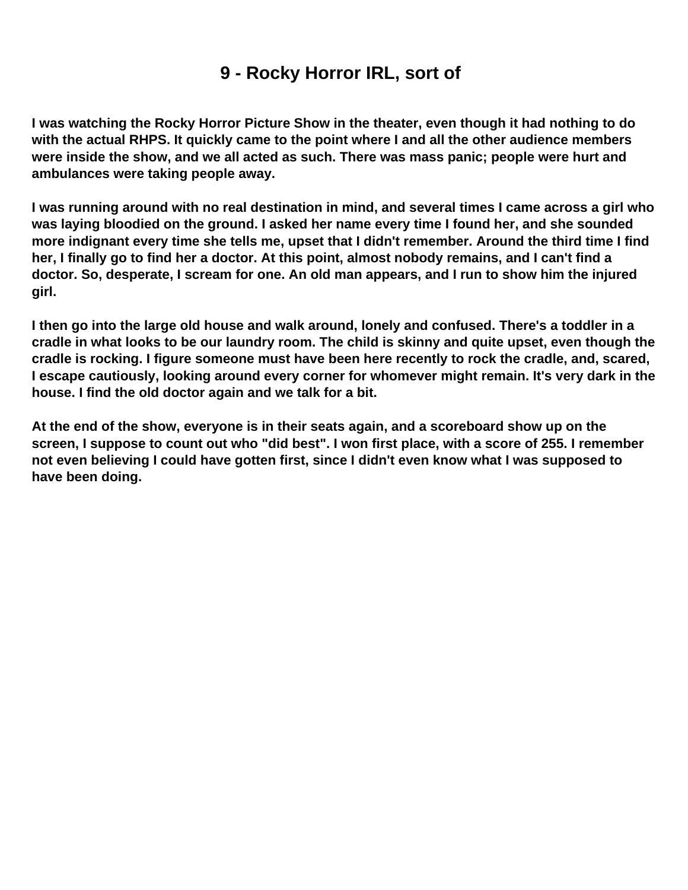# 9 - Rocky Horror IRL, sort of

**I was watching the Rocky Horror Picture Show in the theater, even though it had nothing to do with the actual RHPS. It quickly came to the point where I and all the other audience members were inside the show, and we all acted as such. There was mass panic; people were hurt and ambulances were taking people away.**

**I was running around with no real destination in mind, and several times I came across a girl who was laying bloodied on the ground. I asked her name every time I found her, and she sounded more indignant every time she tells me, upset that I didn't remember. Around the third time I find her, I finally go to find her a doctor. At this point, almost nobody remains, and I can't find a doctor. So, desperate, I scream for one. An old man appears, and I run to show him the injured girl.**

**I then go into the large old house and walk around, lonely and confused. There's a toddler in a cradle in what looks to be our laundry room. The child is skinny and quite upset, even though the cradle is rocking. I figure someone must have been here recently to rock the cradle, and, scared, I escape cautiously, looking around every corner for whomever might remain. It's very dark in the house. I find the old doctor again and we talk for a bit.**

**At the end of the show, everyone is in their seats again, and a scoreboard show up on the screen, I suppose to count out who "did best". I won first place, with a score of 255. I remember not even believing I could have gotten first, since I didn't even know what I was supposed to have been doing.**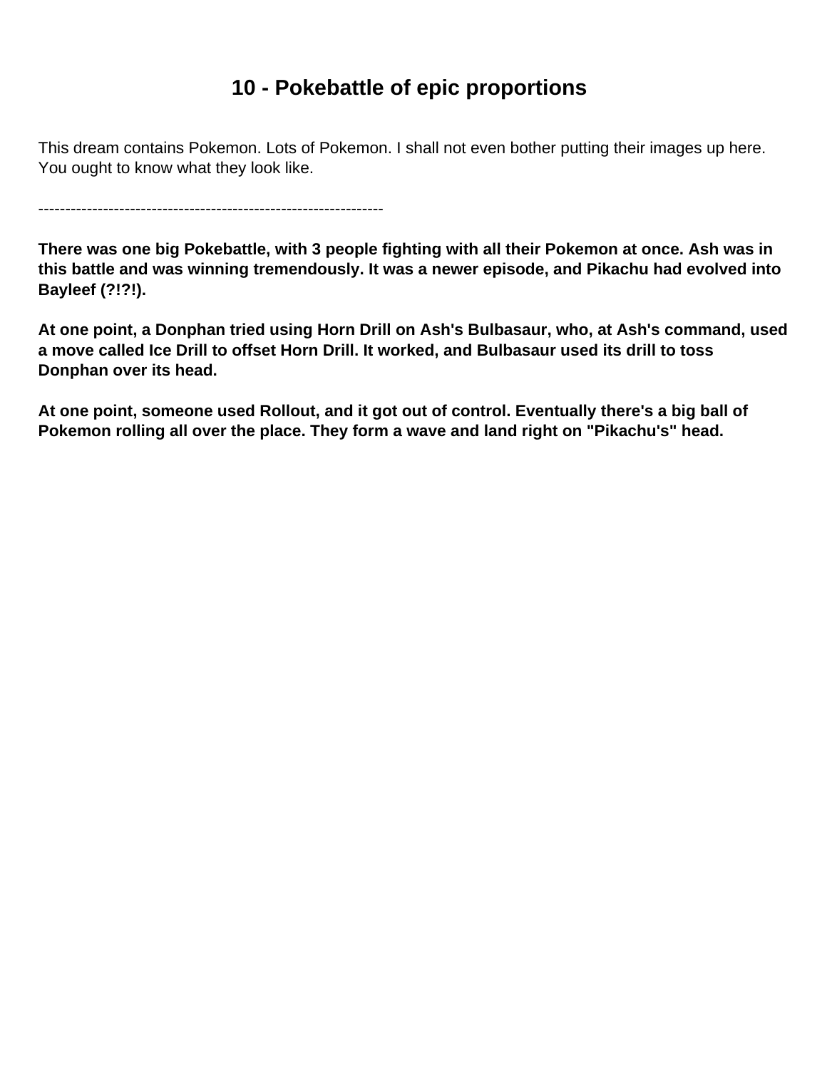# 10 - Pokebattle of epic proportions

This dream contains Pokemon. Lots of Pokemon. I shall not even bother putting their images up here. You ought to know what they look like.

-----------------------------------------------------------------

**There was one big Pokebattle, with 3 people fighting with all their Pokemon at once. Ash was in this battle and was winning tremendously. It was a newer episode, and Pikachu had evolved into Bayleef (?!?!).**

**At one point, a Donphan tried using Horn Drill on Ash's Bulbasaur, who, at Ash's command, used a move called Ice Drill to offset Horn Drill. It worked, and Bulbasaur used its drill to toss Donphan over its head.**

**At one point, someone used Rollout, and it got out of control. Eventually there's a big ball of Pokemon rolling all over the place. They form a wave and land right on "Pikachu's" head.**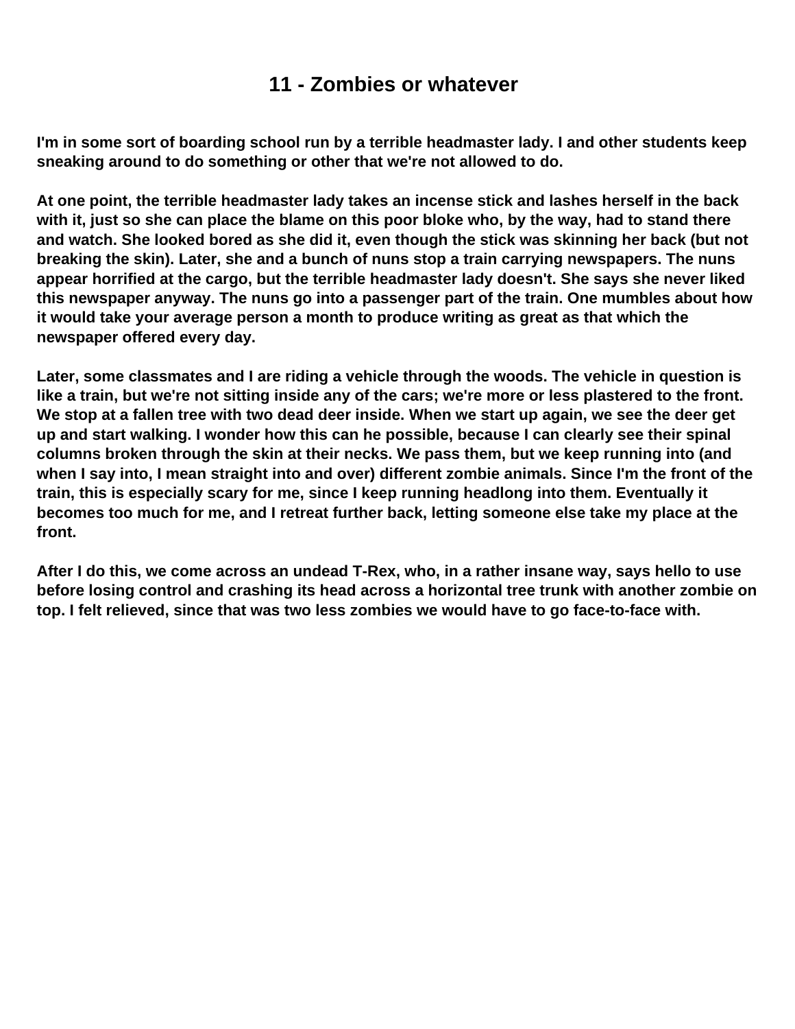# 11 - Zombies or whatever

**I'm in some sort of boarding school run by a terrible headmaster lady. I and other students keep sneaking around to do something or other that we're not allowed to do.**

**At one point, the terrible headmaster lady takes an incense stick and lashes herself in the back with it, just so she can place the blame on this poor bloke who, by the way, had to stand there and watch. She looked bored as she did it, even though the stick was skinning her back (but not breaking the skin). Later, she and a bunch of nuns stop a train carrying newspapers. The nuns appear horrified at the cargo, but the terrible headmaster lady doesn't. She says she never liked this newspaper anyway. The nuns go into a passenger part of the train. One mumbles about how it would take your average person a month to produce writing as great as that which the newspaper offered every day.**

**Later, some classmates and I are riding a vehicle through the woods. The vehicle in question is like a train, but we're not sitting inside any of the cars; we're more or less plastered to the front. We stop at a fallen tree with two dead deer inside. When we start up again, we see the deer get up and start walking. I wonder how this can he possible, because I can clearly see their spinal columns broken through the skin at their necks. We pass them, but we keep running into (and when I say into, I mean straight into and over) different zombie animals. Since I'm the front of the train, this is especially scary for me, since I keep running headlong into them. Eventually it becomes too much for me, and I retreat further back, letting someone else take my place at the front.**

**After I do this, we come across an undead T-Rex, who, in a rather insane way, says hello to use before losing control and crashing its head across a horizontal tree trunk with another zombie on top. I felt relieved, since that was two less zombies we would have to go face-to-face with.**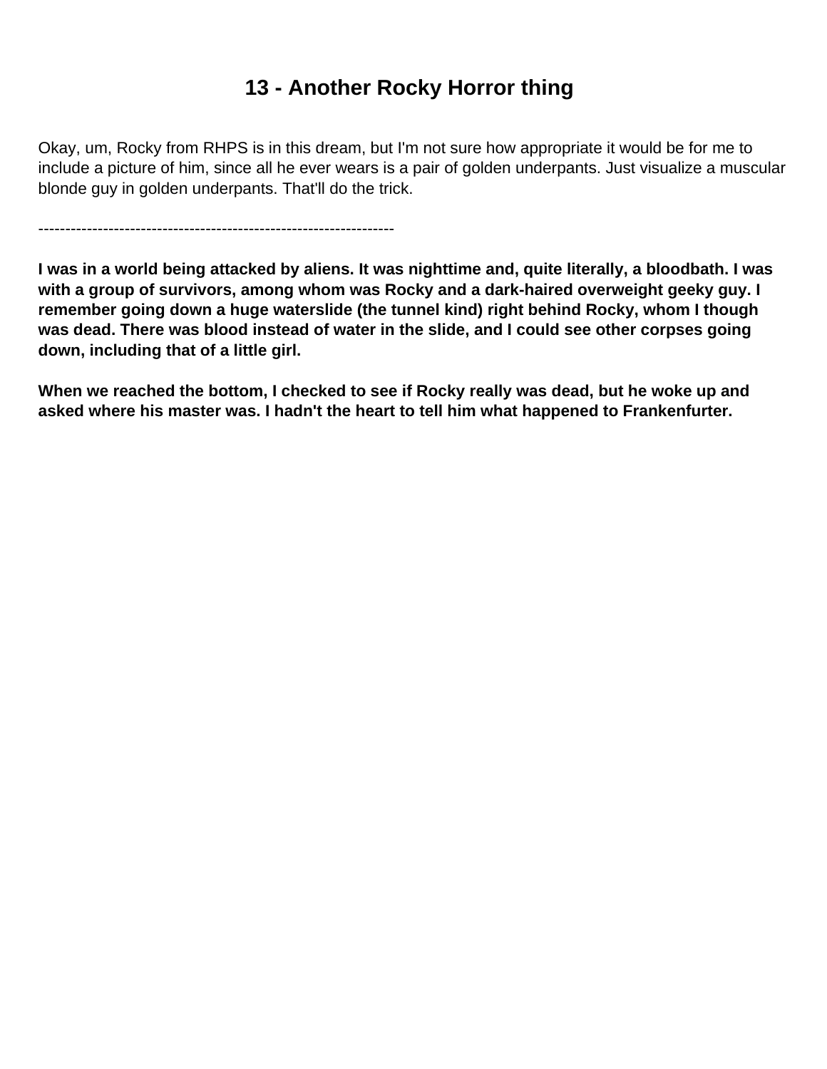# 13 - Another Rocky Horror thing

Okay, um, Rocky from RHPS is in this dream, but I'm not sure how appropriate it would be for me to include a picture of him, since all he ever wears is a pair of golden underpants. Just visualize a muscular blonde guy in golden underpants. That'll do the trick.

------------------------------------------------------------------

**I was in a world being attacked by aliens. It was nighttime and, quite literally, a bloodbath. I was with a group of survivors, among whom was Rocky and a dark-haired overweight geeky guy. I remember going down a huge waterslide (the tunnel kind) right behind Rocky, whom I though was dead. There was blood instead of water in the slide, and I could see other corpses going down, including that of a little girl.**

**When we reached the bottom, I checked to see if Rocky really was dead, but he woke up and asked where his master was. I hadn't the heart to tell him what happened to Frankenfurter.**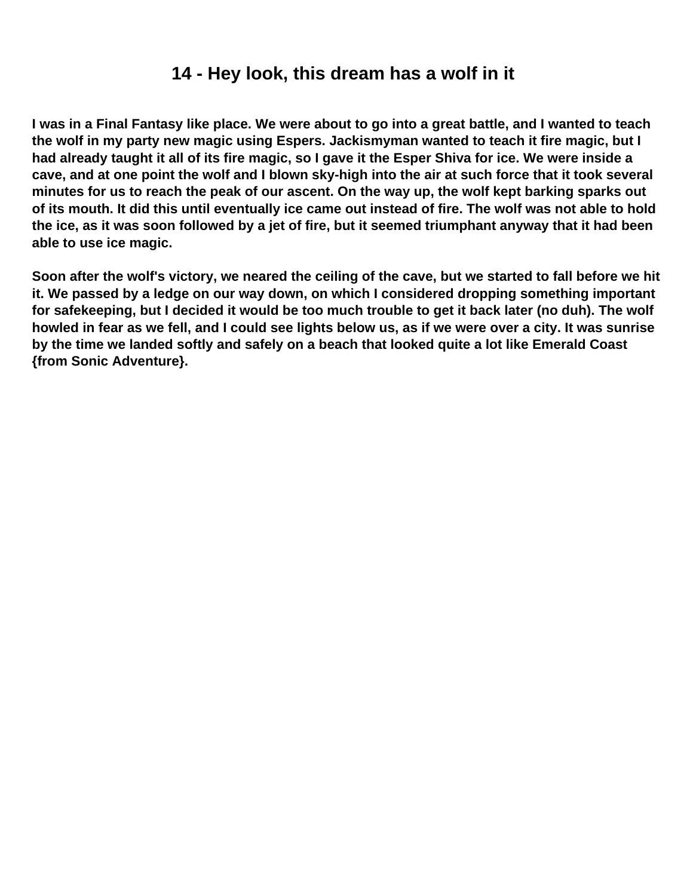# 14 - Hey look, this dream has a wolf in it

**I was in a Final Fantasy like place. We were about to go into a great battle, and I wanted to teach the wolf in my party new magic using Espers. Jackismyman wanted to teach it fire magic, but I had already taught it all of its fire magic, so I gave it the Esper Shiva for ice. We were inside a cave, and at one point the wolf and I blown sky-high into the air at such force that it took several minutes for us to reach the peak of our ascent. On the way up, the wolf kept barking sparks out of its mouth. It did this until eventually ice came out instead of fire. The wolf was not able to hold the ice, as it was soon followed by a jet of fire, but it seemed triumphant anyway that it had been able to use ice magic.**

**Soon after the wolf's victory, we neared the ceiling of the cave, but we started to fall before we hit it. We passed by a ledge on our way down, on which I considered dropping something important for safekeeping, but I decided it would be too much trouble to get it back later (no duh). The wolf howled in fear as we fell, and I could see lights below us, as if we were over a city. It was sunrise by the time we landed softly and safely on a beach that looked quite a lot like Emerald Coast {from Sonic Adventure}.**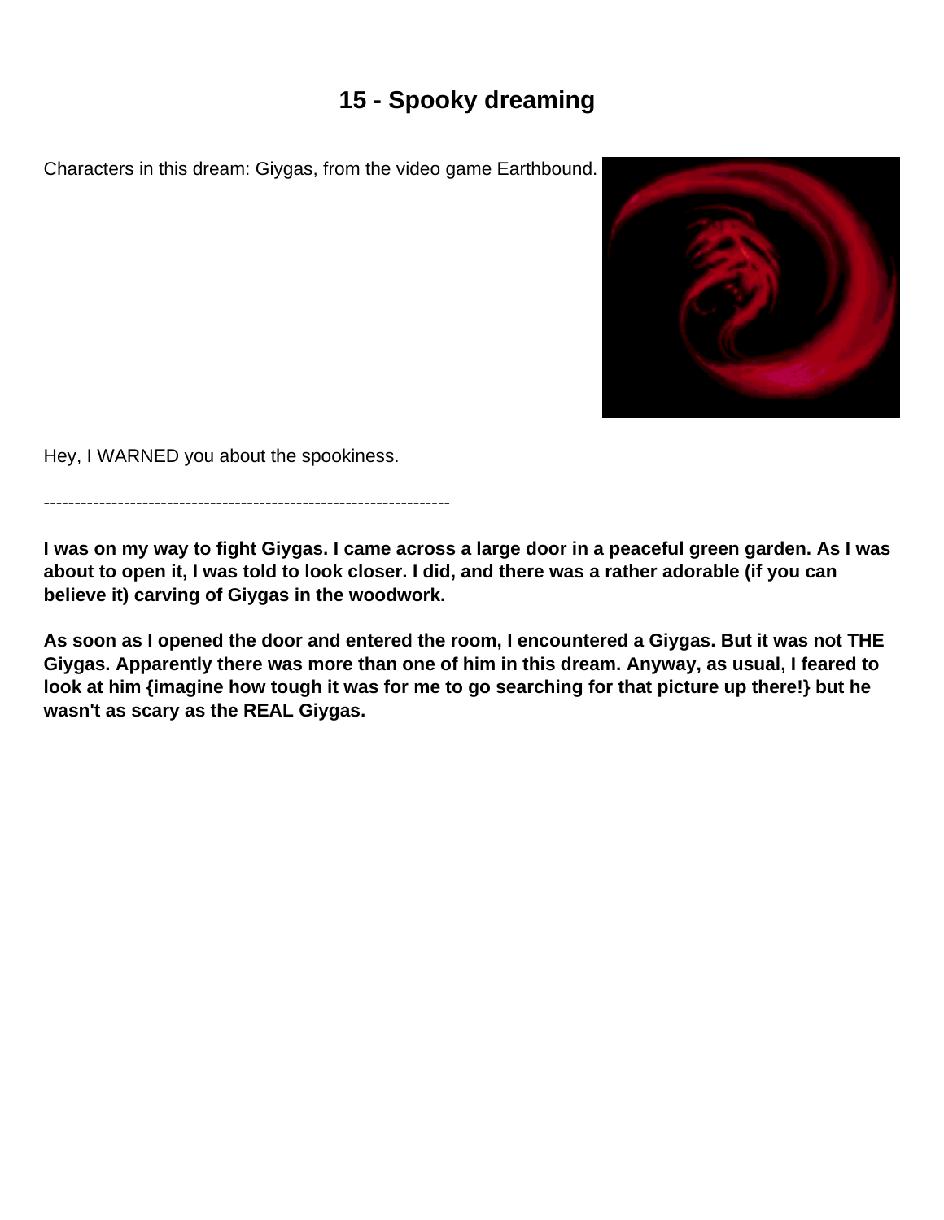# 15 - Spooky dreaming

Characters in this dream: Giygas, from the video game Earthbound.

Hey, I WARNED you about the spookiness.

------------------------------------------------------------------

**I was on my way to fight Giygas. I came across a large door in a peaceful green garden. As I was about to open it, I was told to look closer. I did, and there was a rather adorable (if you can believe it) carving of Giygas in the woodwork.**

**As soon as I opened the door and entered the room, I encountered a Giygas. But it was not THE Giygas. Apparently there was more than one of him in this dream. Anyway, as usual, I feared to look at him {imagine how tough it was for me to go searching for that picture up there!} but he wasn't as scary as the REAL Giygas.**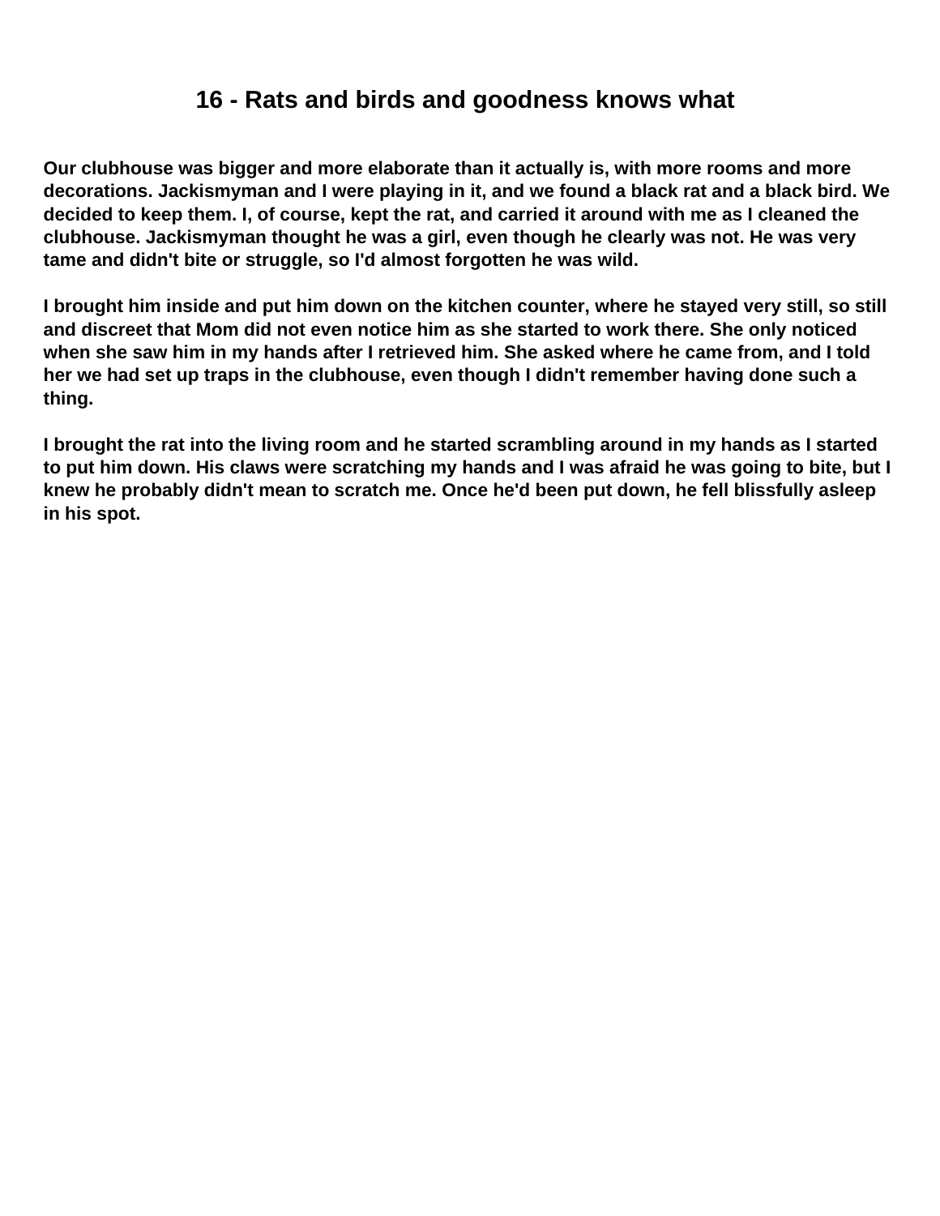# 16 - Rats and birds and goodness knows what

**Our clubhouse was bigger and more elaborate than it actually is, with more rooms and more decorations. Jackismyman and I were playing in it, and we found a black rat and a black bird. We decided to keep them. I, of course, kept the rat, and carried it around with me as I cleaned the clubhouse. Jackismyman thought he was a girl, even though he clearly was not. He was very tame and didn't bite or struggle, so I'd almost forgotten he was wild.**

**I brought him inside and put him down on the kitchen counter, where he stayed very still, so still and discreet that Mom did not even notice him as she started to work there. She only noticed when she saw him in my hands after I retrieved him. She asked where he came from, and I told her we had set up traps in the clubhouse, even though I didn't remember having done such a thing.**

**I brought the rat into the living room and he started scrambling around in my hands as I started to put him down. His claws were scratching my hands and I was afraid he was going to bite, but I knew he probably didn't mean to scratch me. Once he'd been put down, he fell blissfully asleep in his spot.**